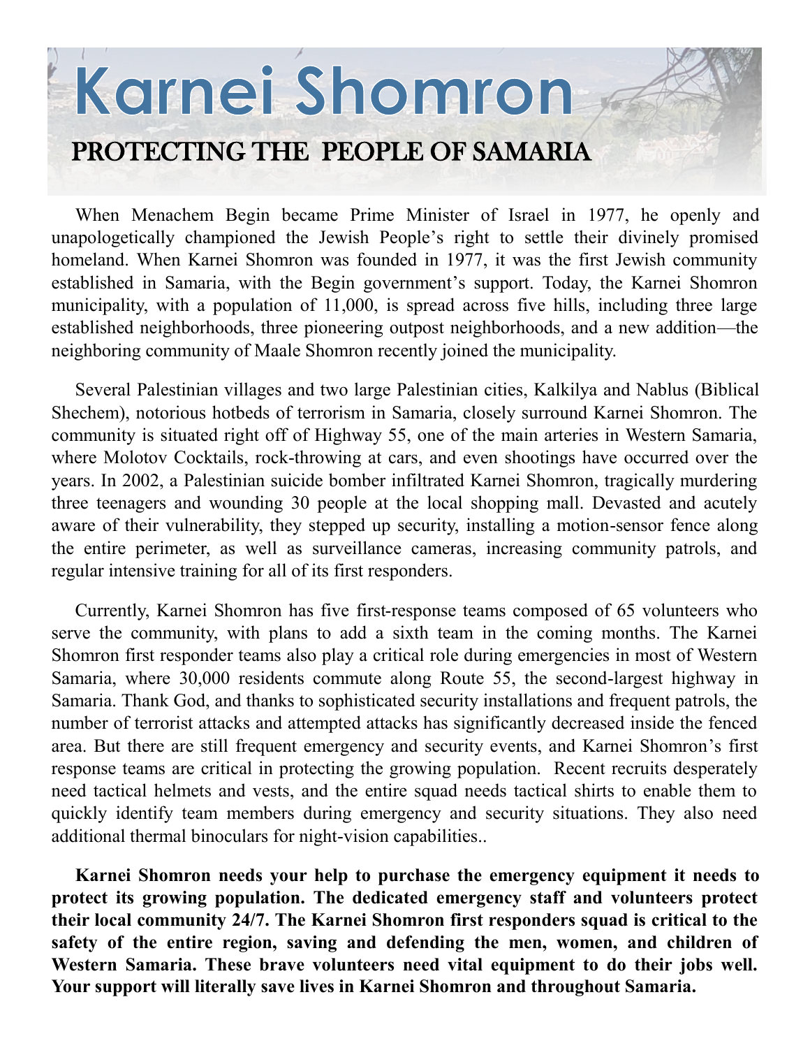# Karnei Shomron

## PROTECTING THE PEOPLE OF SAMARIA

When Menachem Begin became Prime Minister of Israel in 1977, he openly and unapologetically championed the Jewish People's right to settle their divinely promised homeland. When Karnei Shomron was founded in 1977, it was the first Jewish community established in Samaria, with the Begin government's support. Today, the Karnei Shomron municipality, with a population of 11,000, is spread across five hills, including three large established neighborhoods, three pioneering outpost neighborhoods, and a new addition—the neighboring community of Maale Shomron recently joined the municipality.

Several Palestinian villages and two large Palestinian cities, Kalkilya and Nablus (Biblical Shechem), notorious hotbeds of terrorism in Samaria, closely surround Karnei Shomron. The community is situated right off of Highway 55, one of the main arteries in Western Samaria, where Molotov Cocktails, rock-throwing at cars, and even shootings have occurred over the years. In 2002, a Palestinian suicide bomber infiltrated Karnei Shomron, tragically murdering three teenagers and wounding 30 people at the local shopping mall. Devasted and acutely aware of their vulnerability, they stepped up security, installing a motion-sensor fence along the entire perimeter, as well as surveillance cameras, increasing community patrols, and regular intensive training for all of its first responders.

Currently, Karnei Shomron has five first-response teams composed of 65 volunteers who serve the community, with plans to add a sixth team in the coming months. The Karnei Shomron first responder teams also play a critical role during emergencies in most of Western Samaria, where 30,000 residents commute along Route 55, the second-largest highway in Samaria. Thank God, and thanks to sophisticated security installations and frequent patrols, the number of terrorist attacks and attempted attacks has significantly decreased inside the fenced area. But there are still frequent emergency and security events, and Karnei Shomron's first response teams are critical in protecting the growing population. Recent recruits desperately need tactical helmets and vests, and the entire squad needs tactical shirts to enable them to quickly identify team members during emergency and security situations. They also need additional thermal binoculars for night-vision capabilities..

**Karnei Shomron needs your help to purchase the emergency equipment it needs to protect its growing population. The dedicated emergency staff and volunteers protect their local community 24/7. The Karnei Shomron first responders squad is critical to the safety of the entire region, saving and defending the men, women, and children of Western Samaria. These brave volunteers need vital equipment to do their jobs well. Your support will literally save lives in Karnei Shomron and throughout Samaria.**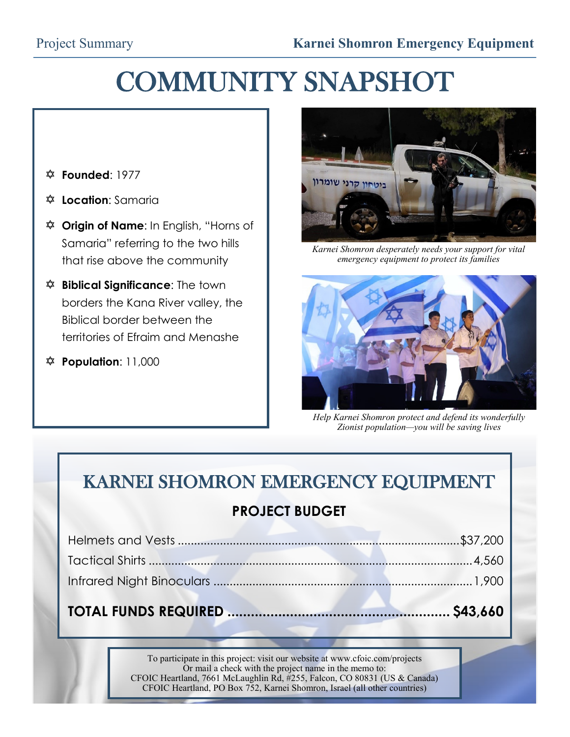# COMMUNITY SNAPSHOT

- **Founded**: 1977
- **Location**: Samaria
- **Origin of Name**: In English, "Horns of Samaria" referring to the two hills that rise above the community
- **Biblical Significance**: The town borders the Kana River valley, the Biblical border between the territories of Efraim and Menashe
- **Population**: 11,000

*Karnei Shomron desperately needs your support for vital emergency equipment to protect its families*

*Help Karnei Shomron protect and defend its wonderfully Zionist population—you will be saving lives*

## KARNEI SHOMRON EMERGENCY EQUIPMENT

### PROJECT BUDGET

| | |
|---|---|
| Helmets and Vests | $37,200 |
| Tactical Shirts | 4,560 |
| Infrared Night Binoculars | 1,900 |
| **TOTAL FUNDS REQUIRED** | **$43,660** |

To participate in this project: visit our website at www.cfoic.com/projects
Or mail a check with the project name in the memo to:
CFOIC Heartland, 7661 McLaughlin Rd, #255, Falcon, CO 80831 (US & Canada)
CFOIC Heartland, PO Box 752, Karnei Shomron, Israel (all other countries)